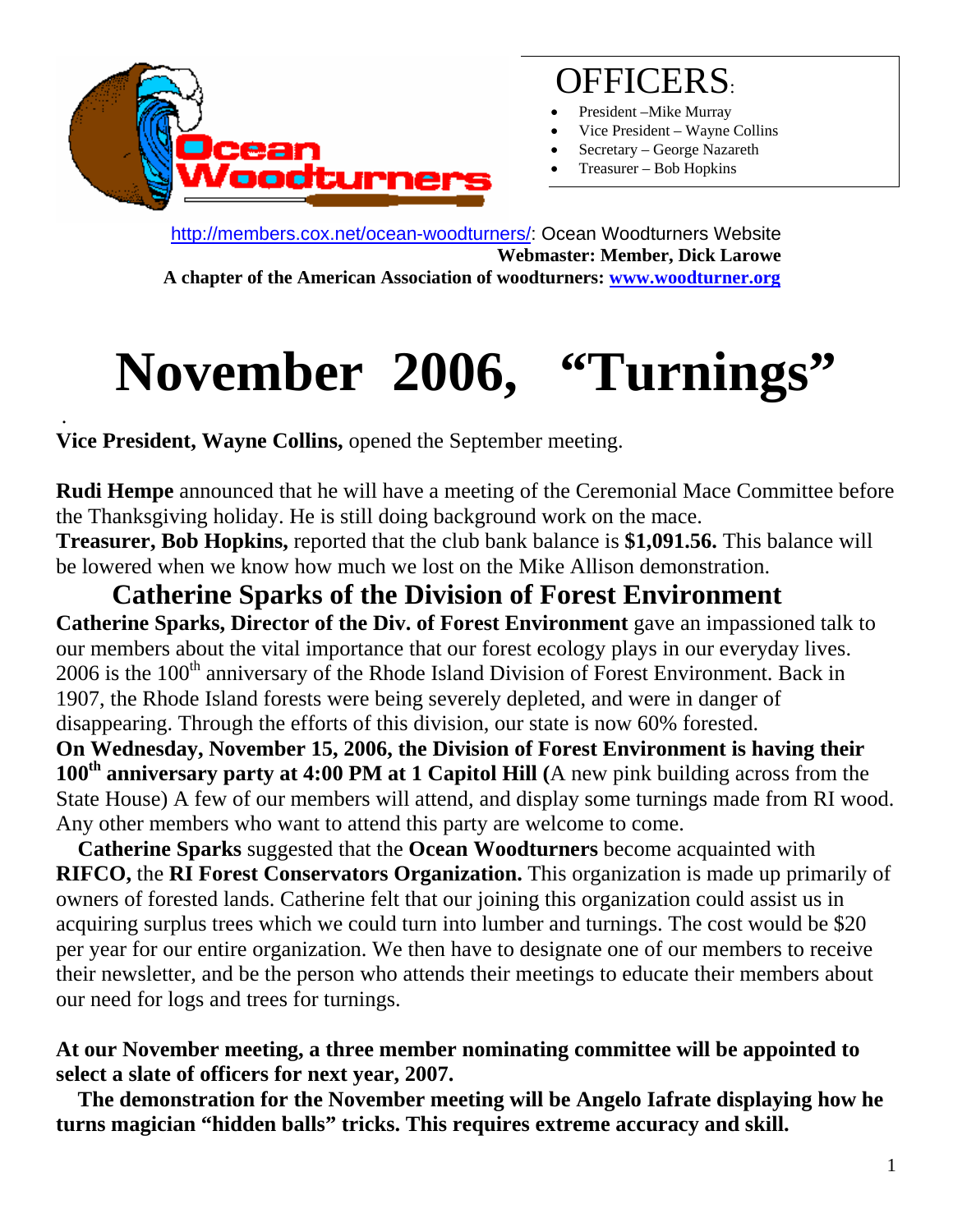Ocean Woodturners

## OFFICERS:

- President –Mike Murray
- Vice President – Wayne Collins
- Secretary – George Nazareth
- Treasurer – Bob Hopkins

http://members.cox.net/ocean-woodturners/: Ocean Woodturners Website
**Webmaster: Member, Dick Larowe**
**A chapter of the American Association of woodturners: www.woodturner.org**

# November 2006, "Turnings"

**Vice President, Wayne Collins,** opened the September meeting.

**Rudi Hempe** announced that he will have a meeting of the Ceremonial Mace Committee before the Thanksgiving holiday. He is still doing background work on the mace.
**Treasurer, Bob Hopkins,** reported that the club bank balance is **$1,091.56.** This balance will be lowered when we know how much we lost on the Mike Allison demonstration.

## Catherine Sparks of the Division of Forest Environment

**Catherine Sparks, Director of the Div. of Forest Environment** gave an impassioned talk to our members about the vital importance that our forest ecology plays in our everyday lives. 2006 is the 100th anniversary of the Rhode Island Division of Forest Environment. Back in 1907, the Rhode Island forests were being severely depleted, and were in danger of disappearing. Through the efforts of this division, our state is now 60% forested.
**On Wednesday, November 15, 2006, the Division of Forest Environment is having their 100th anniversary party at 4:00 PM at 1 Capitol Hill (**A new pink building across from the State House) A few of our members will attend, and display some turnings made from RI wood. Any other members who want to attend this party are welcome to come.

**Catherine Sparks** suggested that the **Ocean Woodturners** become acquainted with **RIFCO,** the **RI Forest Conservators Organization.** This organization is made up primarily of owners of forested lands. Catherine felt that our joining this organization could assist us in acquiring surplus trees which we could turn into lumber and turnings. The cost would be $20 per year for our entire organization. We then have to designate one of our members to receive their newsletter, and be the person who attends their meetings to educate their members about our need for logs and trees for turnings.

**At our November meeting, a three member nominating committee will be appointed to select a slate of officers for next year, 2007.**

**The demonstration for the November meeting will be Angelo Iafrate displaying how he turns magician "hidden balls" tricks. This requires extreme accuracy and skill.**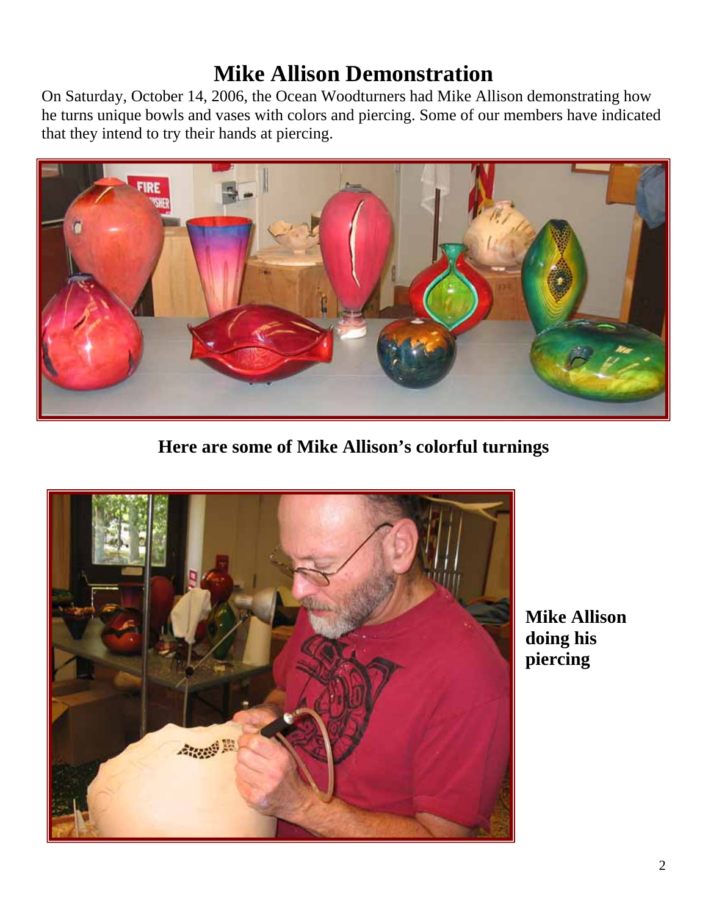# Mike Allison Demonstration

On Saturday, October 14, 2006, the Ocean Woodturners had Mike Allison demonstrating how he turns unique bowls and vases with colors and piercing. Some of our members have indicated that they intend to try their hands at piercing.

**Here are some of Mike Allison's colorful turnings**

**Mike Allison doing his piercing**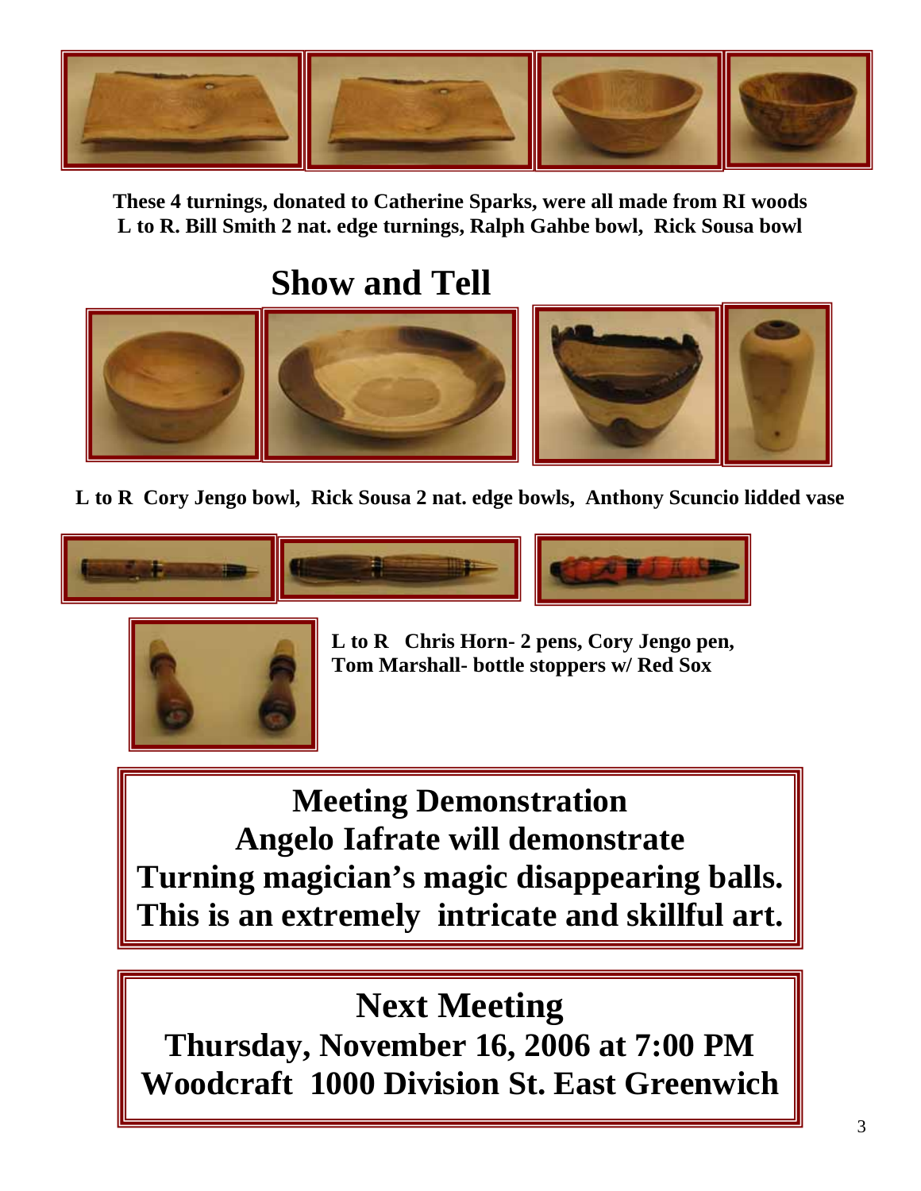**These 4 turnings, donated to Catherine Sparks, were all made from RI woods**
**L to R. Bill Smith 2 nat. edge turnings, Ralph Gahbe bowl, Rick Sousa bowl**

# Show and Tell

**L to R Cory Jengo bowl, Rick Sousa 2 nat. edge bowls, Anthony Scuncio lidded vase**

**L to R Chris Horn- 2 pens, Cory Jengo pen,**
**Tom Marshall- bottle stoppers w/ Red Sox**

## Meeting Demonstration
## Angelo Iafrate will demonstrate
## Turning magician's magic disappearing balls.
## This is an extremely intricate and skillful art.

## Next Meeting
## Thursday, November 16, 2006 at 7:00 PM
## Woodcraft 1000 Division St. East Greenwich